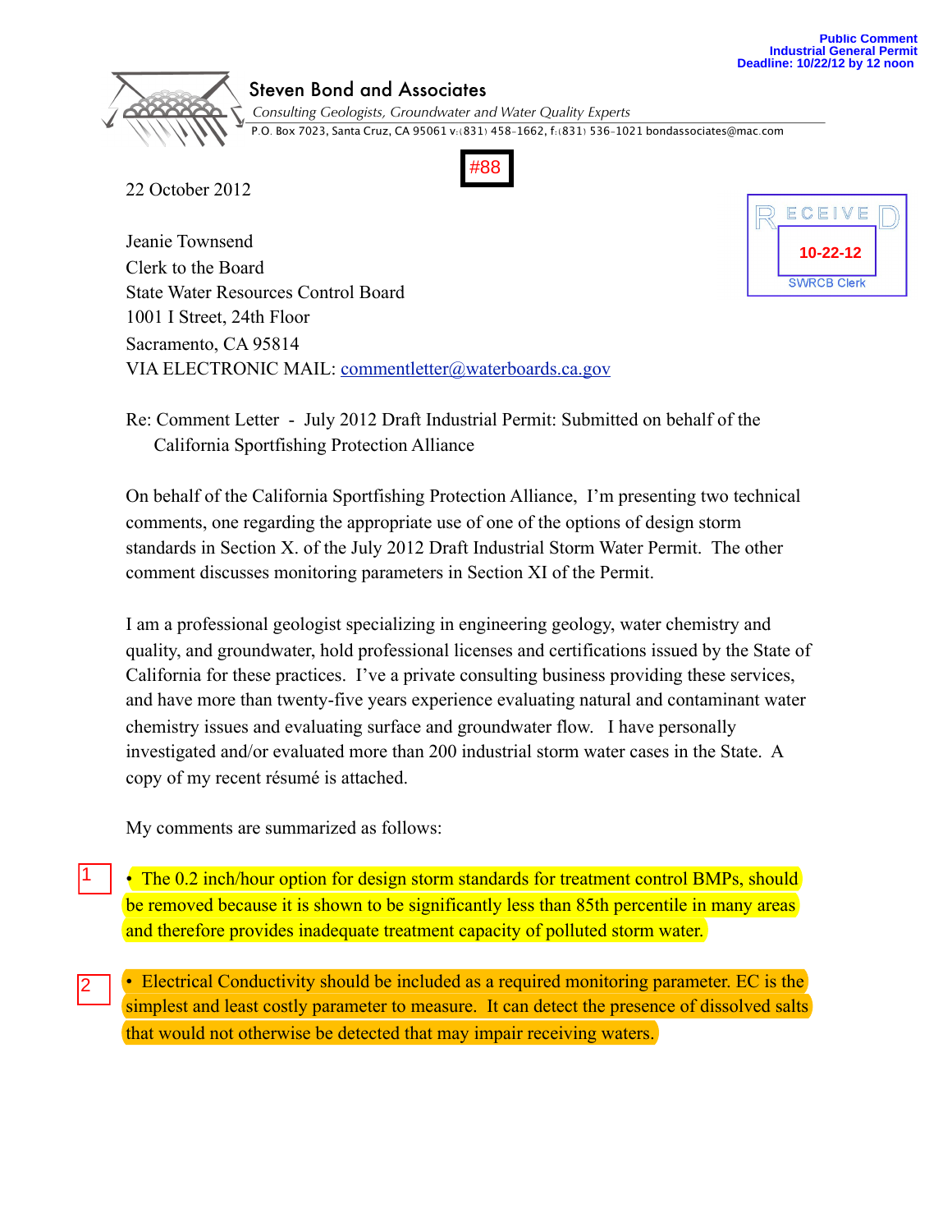Public Comment
Industrial General Permit
Deadline: 10/22/12 by 12 noon

# Steven Bond and Associates

*Consulting Geologists, Groundwater and Water Quality Experts*

P.O. Box 7023, Santa Cruz, CA 95061 v:(831) 458-1662, f:(831) 536-1021 bondassociates@mac.com

#88

RECEIVED
10-22-12
SWRCB Clerk

22 October 2012

Jeanie Townsend
Clerk to the Board
State Water Resources Control Board
1001 I Street, 24th Floor
Sacramento, CA 95814
VIA ELECTRONIC MAIL: commentletter@waterboards.ca.gov

Re: Comment Letter - July 2012 Draft Industrial Permit: Submitted on behalf of the California Sportfishing Protection Alliance

On behalf of the California Sportfishing Protection Alliance, I'm presenting two technical comments, one regarding the appropriate use of one of the options of design storm standards in Section X. of the July 2012 Draft Industrial Storm Water Permit. The other comment discusses monitoring parameters in Section XI of the Permit.

I am a professional geologist specializing in engineering geology, water chemistry and quality, and groundwater, hold professional licenses and certifications issued by the State of California for these practices. I've a private consulting business providing these services, and have more than twenty-five years experience evaluating natural and contaminant water chemistry issues and evaluating surface and groundwater flow. I have personally investigated and/or evaluated more than 200 industrial storm water cases in the State. A copy of my recent résumé is attached.

My comments are summarized as follows:

1

- The 0.2 inch/hour option for design storm standards for treatment control BMPs, should be removed because it is shown to be significantly less than 85th percentile in many areas and therefore provides inadequate treatment capacity of polluted storm water.

2

- Electrical Conductivity should be included as a required monitoring parameter. EC is the simplest and least costly parameter to measure. It can detect the presence of dissolved salts that would not otherwise be detected that may impair receiving waters.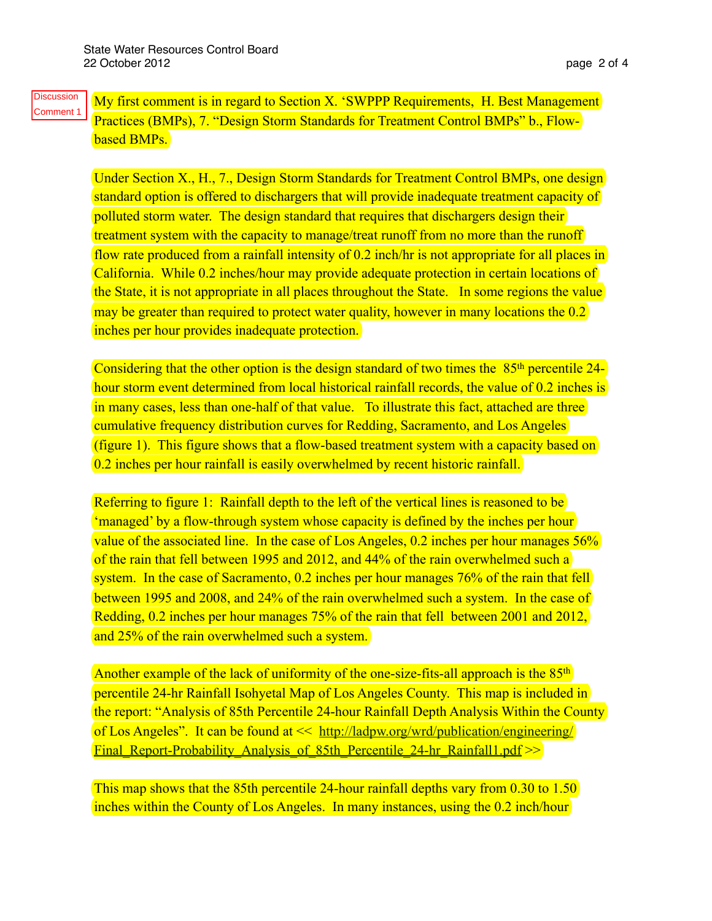Discussion Comment 1

My first comment is in regard to Section X. 'SWPPP Requirements, H. Best Management Practices (BMPs), 7. "Design Storm Standards for Treatment Control BMPs" b., Flow-based BMPs.

Under Section X., H., 7., Design Storm Standards for Treatment Control BMPs, one design standard option is offered to dischargers that will provide inadequate treatment capacity of polluted storm water. The design standard that requires that dischargers design their treatment system with the capacity to manage/treat runoff from no more than the runoff flow rate produced from a rainfall intensity of 0.2 inch/hr is not appropriate for all places in California. While 0.2 inches/hour may provide adequate protection in certain locations of the State, it is not appropriate in all places throughout the State. In some regions the value may be greater than required to protect water quality, however in many locations the 0.2 inches per hour provides inadequate protection.

Considering that the other option is the design standard of two times the 85th percentile 24-hour storm event determined from local historical rainfall records, the value of 0.2 inches is in many cases, less than one-half of that value. To illustrate this fact, attached are three cumulative frequency distribution curves for Redding, Sacramento, and Los Angeles (figure 1). This figure shows that a flow-based treatment system with a capacity based on 0.2 inches per hour rainfall is easily overwhelmed by recent historic rainfall.

Referring to figure 1: Rainfall depth to the left of the vertical lines is reasoned to be 'managed' by a flow-through system whose capacity is defined by the inches per hour value of the associated line. In the case of Los Angeles, 0.2 inches per hour manages 56% of the rain that fell between 1995 and 2012, and 44% of the rain overwhelmed such a system. In the case of Sacramento, 0.2 inches per hour manages 76% of the rain that fell between 1995 and 2008, and 24% of the rain overwhelmed such a system. In the case of Redding, 0.2 inches per hour manages 75% of the rain that fell between 2001 and 2012, and 25% of the rain overwhelmed such a system.

Another example of the lack of uniformity of the one-size-fits-all approach is the 85th percentile 24-hr Rainfall Isohyetal Map of Los Angeles County. This map is included in the report: "Analysis of 85th Percentile 24-hour Rainfall Depth Analysis Within the County of Los Angeles". It can be found at << http://ladpw.org/wrd/publication/engineering/Final_Report-Probability_Analysis_of_85th_Percentile_24-hr_Rainfall1.pdf >>

This map shows that the 85th percentile 24-hour rainfall depths vary from 0.30 to 1.50 inches within the County of Los Angeles. In many instances, using the 0.2 inch/hour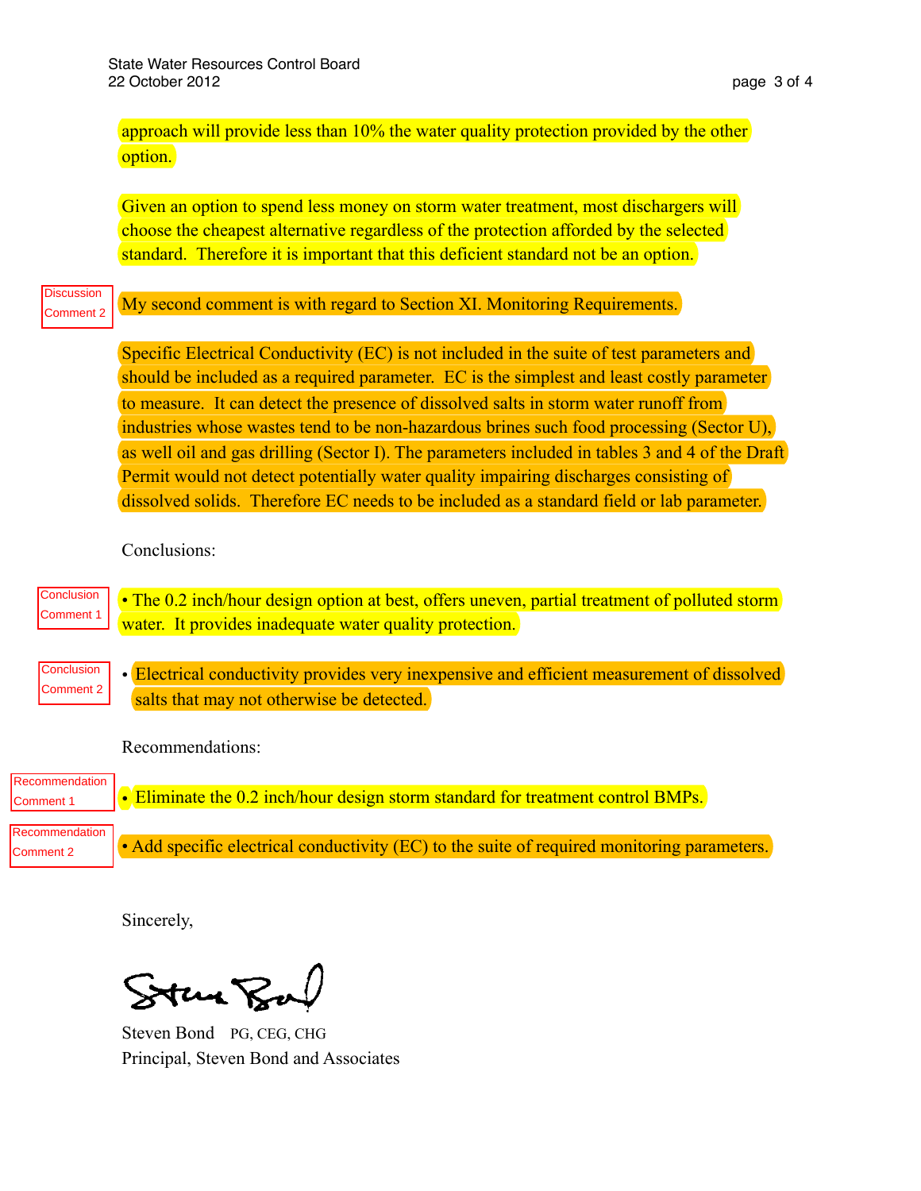approach will provide less than 10% the water quality protection provided by the other option.

Given an option to spend less money on storm water treatment, most dischargers will choose the cheapest alternative regardless of the protection afforded by the selected standard. Therefore it is important that this deficient standard not be an option.

Discussion Comment 2

My second comment is with regard to Section XI. Monitoring Requirements.

Specific Electrical Conductivity (EC) is not included in the suite of test parameters and should be included as a required parameter. EC is the simplest and least costly parameter to measure. It can detect the presence of dissolved salts in storm water runoff from industries whose wastes tend to be non-hazardous brines such food processing (Sector U), as well oil and gas drilling (Sector I). The parameters included in tables 3 and 4 of the Draft Permit would not detect potentially water quality impairing discharges consisting of dissolved solids. Therefore EC needs to be included as a standard field or lab parameter.

Conclusions:

Conclusion Comment 1

- The 0.2 inch/hour design option at best, offers uneven, partial treatment of polluted storm water. It provides inadequate water quality protection.

Conclusion Comment 2

- Electrical conductivity provides very inexpensive and efficient measurement of dissolved salts that may not otherwise be detected.

Recommendations:

Recommendation Comment 1

- Eliminate the 0.2 inch/hour design storm standard for treatment control BMPs.

Recommendation Comment 2

- Add specific electrical conductivity (EC) to the suite of required monitoring parameters.

Sincerely,

Steven Bond PG, CEG, CHG
Principal, Steven Bond and Associates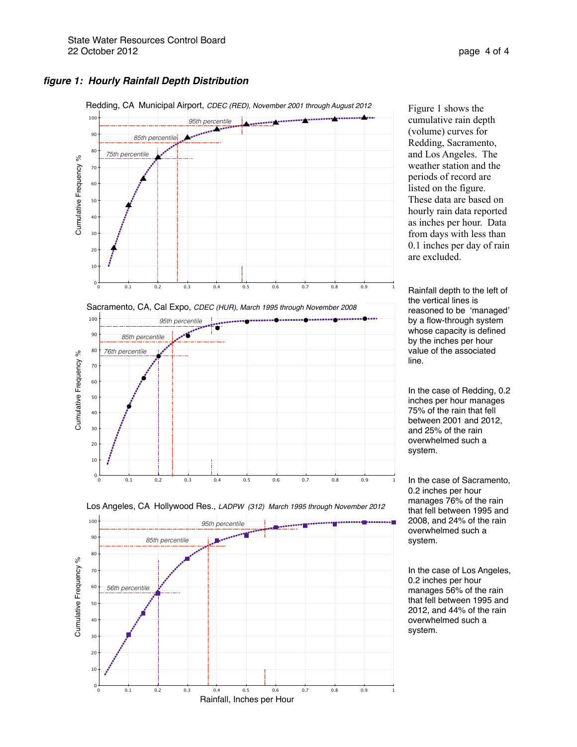## *figure 1: Hourly Rainfall Depth Distribution*

Redding, CA Municipal Airport, *CDEC (RED), November 2001 through August 2012*

Sacramento, CA, Cal Expo, *CDEC (HUR), March 1995 through November 2008*

Los Angeles, CA Hollywood Res., *LADPW (312) March 1995 through November 2012*

Figure 1 shows the cumulative rain depth (volume) curves for Redding, Sacramento, and Los Angeles. The weather station and the periods of record are listed on the figure. These data are based on hourly rain data reported as inches per hour. Data from days with less than 0.1 inches per day of rain are excluded.

Rainfall depth to the left of the vertical lines is reasoned to be 'managed' by a flow-through system whose capacity is defined by the inches per hour value of the associated line.

In the case of Redding, 0.2 inches per hour manages 75% of the rain that fell between 2001 and 2012, and 25% of the rain overwhelmed such a system.

In the case of Sacramento, 0.2 inches per hour manages 76% of the rain that fell between 1995 and 2008, and 24% of the rain overwhelmed such a system.

In the case of Los Angeles, 0.2 inches per hour manages 56% of the rain that fell between 1995 and 2012, and 44% of the rain overwhelmed such a system.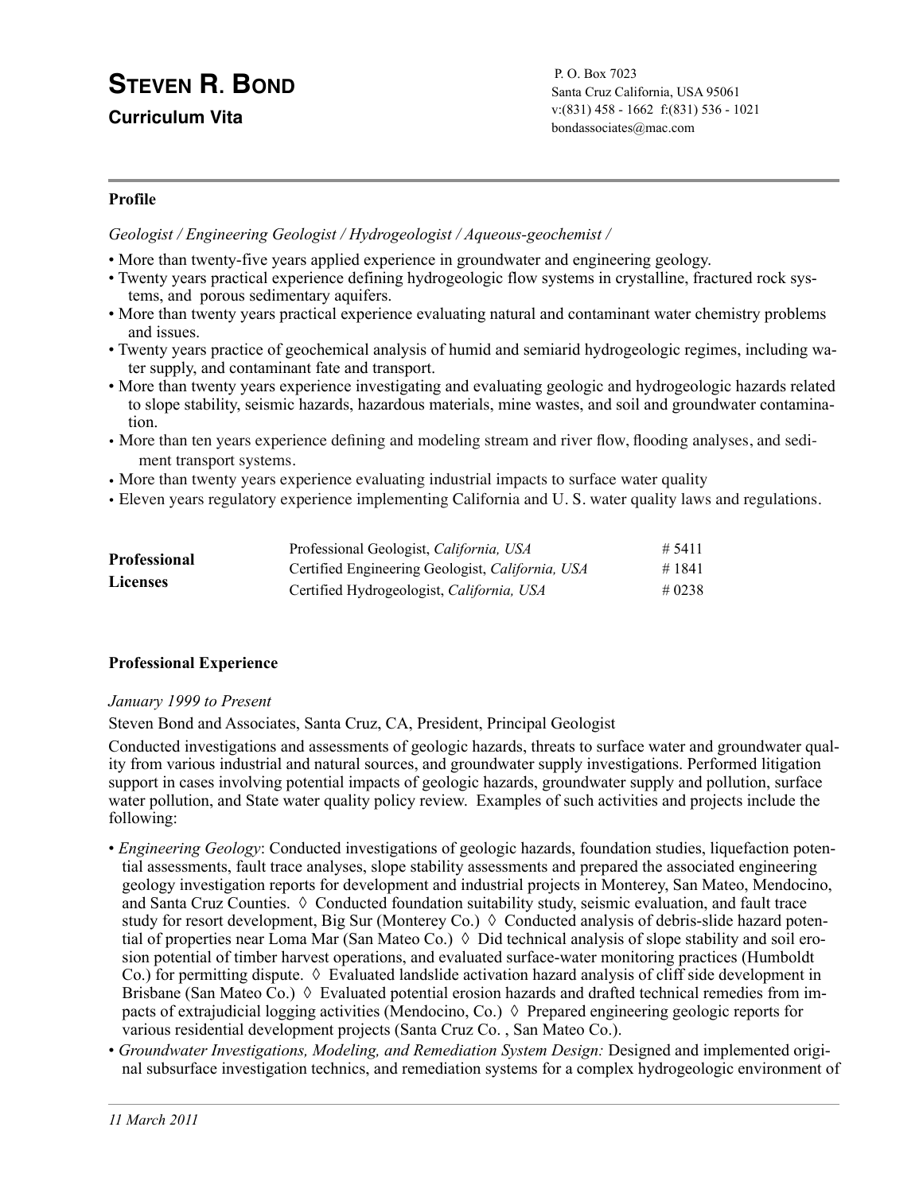# STEVEN R. BOND

## Curriculum Vita

P. O. Box 7023
Santa Cruz California, USA 95061
v:(831) 458 - 1662 f:(831) 536 - 1021
bondassociates@mac.com

---

**Profile**

*Geologist / Engineering Geologist / Hydrogeologist / Aqueous-geochemist /*

- More than twenty-five years applied experience in groundwater and engineering geology.
- Twenty years practical experience defining hydrogeologic flow systems in crystalline, fractured rock systems, and porous sedimentary aquifers.
- More than twenty years practical experience evaluating natural and contaminant water chemistry problems and issues.
- Twenty years practice of geochemical analysis of humid and semiarid hydrogeologic regimes, including water supply, and contaminant fate and transport.
- More than twenty years experience investigating and evaluating geologic and hydrogeologic hazards related to slope stability, seismic hazards, hazardous materials, mine wastes, and soil and groundwater contamination.
- More than ten years experience defining and modeling stream and river flow, flooding analyses, and sediment transport systems.
- More than twenty years experience evaluating industrial impacts to surface water quality
- Eleven years regulatory experience implementing California and U. S. water quality laws and regulations.

| **Professional Licenses** | | |
|---|---|---|
| | Professional Geologist, *California, USA* | # 5411 |
| | Certified Engineering Geologist, *California, USA* | # 1841 |
| | Certified Hydrogeologist, *California, USA* | # 0238 |

**Professional Experience**

*January 1999 to Present*

Steven Bond and Associates, Santa Cruz, CA, President, Principal Geologist

Conducted investigations and assessments of geologic hazards, threats to surface water and groundwater quality from various industrial and natural sources, and groundwater supply investigations. Performed litigation support in cases involving potential impacts of geologic hazards, groundwater supply and pollution, surface water pollution, and State water quality policy review. Examples of such activities and projects include the following:

- *Engineering Geology*: Conducted investigations of geologic hazards, foundation studies, liquefaction potential assessments, fault trace analyses, slope stability assessments and prepared the associated engineering geology investigation reports for development and industrial projects in Monterey, San Mateo, Mendocino, and Santa Cruz Counties. ◊ Conducted foundation suitability study, seismic evaluation, and fault trace study for resort development, Big Sur (Monterey Co.) ◊ Conducted analysis of debris-slide hazard potential of properties near Loma Mar (San Mateo Co.) ◊ Did technical analysis of slope stability and soil erosion potential of timber harvest operations, and evaluated surface-water monitoring practices (Humboldt Co.) for permitting dispute. ◊ Evaluated landslide activation hazard analysis of cliff side development in Brisbane (San Mateo Co.) ◊ Evaluated potential erosion hazards and drafted technical remedies from impacts of extrajudicial logging activities (Mendocino, Co.) ◊ Prepared engineering geologic reports for various residential development projects (Santa Cruz Co. , San Mateo Co.).
- *Groundwater Investigations, Modeling, and Remediation System Design:* Designed and implemented original subsurface investigation technics, and remediation systems for a complex hydrogeologic environment of

*11 March 2011*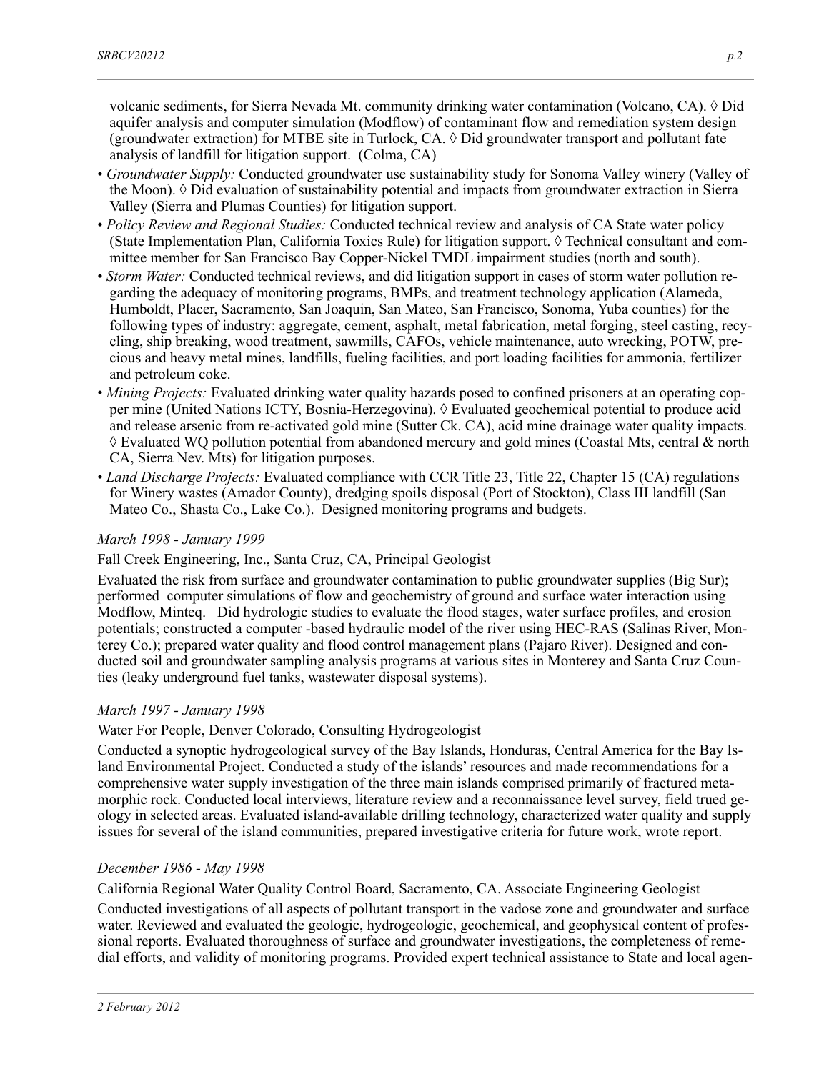volcanic sediments, for Sierra Nevada Mt. community drinking water contamination (Volcano, CA). ◊ Did aquifer analysis and computer simulation (Modflow) of contaminant flow and remediation system design (groundwater extraction) for MTBE site in Turlock, CA. ◊ Did groundwater transport and pollutant fate analysis of landfill for litigation support. (Colma, CA)

- *Groundwater Supply:* Conducted groundwater use sustainability study for Sonoma Valley winery (Valley of the Moon). ◊ Did evaluation of sustainability potential and impacts from groundwater extraction in Sierra Valley (Sierra and Plumas Counties) for litigation support.
- *Policy Review and Regional Studies:* Conducted technical review and analysis of CA State water policy (State Implementation Plan, California Toxics Rule) for litigation support. ◊ Technical consultant and committee member for San Francisco Bay Copper-Nickel TMDL impairment studies (north and south).
- *Storm Water:* Conducted technical reviews, and did litigation support in cases of storm water pollution regarding the adequacy of monitoring programs, BMPs, and treatment technology application (Alameda, Humboldt, Placer, Sacramento, San Joaquin, San Mateo, San Francisco, Sonoma, Yuba counties) for the following types of industry: aggregate, cement, asphalt, metal fabrication, metal forging, steel casting, recycling, ship breaking, wood treatment, sawmills, CAFOs, vehicle maintenance, auto wrecking, POTW, precious and heavy metal mines, landfills, fueling facilities, and port loading facilities for ammonia, fertilizer and petroleum coke.
- *Mining Projects:* Evaluated drinking water quality hazards posed to confined prisoners at an operating copper mine (United Nations ICTY, Bosnia-Herzegovina). ◊ Evaluated geochemical potential to produce acid and release arsenic from re-activated gold mine (Sutter Ck. CA), acid mine drainage water quality impacts. ◊ Evaluated WQ pollution potential from abandoned mercury and gold mines (Coastal Mts, central & north CA, Sierra Nev. Mts) for litigation purposes.
- *Land Discharge Projects:* Evaluated compliance with CCR Title 23, Title 22, Chapter 15 (CA) regulations for Winery wastes (Amador County), dredging spoils disposal (Port of Stockton), Class III landfill (San Mateo Co., Shasta Co., Lake Co.). Designed monitoring programs and budgets.

*March 1998 - January 1999*

Fall Creek Engineering, Inc., Santa Cruz, CA, Principal Geologist

Evaluated the risk from surface and groundwater contamination to public groundwater supplies (Big Sur); performed computer simulations of flow and geochemistry of ground and surface water interaction using Modflow, Minteq. Did hydrologic studies to evaluate the flood stages, water surface profiles, and erosion potentials; constructed a computer -based hydraulic model of the river using HEC-RAS (Salinas River, Monterey Co.); prepared water quality and flood control management plans (Pajaro River). Designed and conducted soil and groundwater sampling analysis programs at various sites in Monterey and Santa Cruz Counties (leaky underground fuel tanks, wastewater disposal systems).

*March 1997 - January 1998*

Water For People, Denver Colorado, Consulting Hydrogeologist

Conducted a synoptic hydrogeological survey of the Bay Islands, Honduras, Central America for the Bay Island Environmental Project. Conducted a study of the islands' resources and made recommendations for a comprehensive water supply investigation of the three main islands comprised primarily of fractured metamorphic rock. Conducted local interviews, literature review and a reconnaissance level survey, field trued geology in selected areas. Evaluated island-available drilling technology, characterized water quality and supply issues for several of the island communities, prepared investigative criteria for future work, wrote report.

*December 1986 - May 1998*

California Regional Water Quality Control Board, Sacramento, CA. Associate Engineering Geologist

Conducted investigations of all aspects of pollutant transport in the vadose zone and groundwater and surface water. Reviewed and evaluated the geologic, hydrogeologic, geochemical, and geophysical content of professional reports. Evaluated thoroughness of surface and groundwater investigations, the completeness of remedial efforts, and validity of monitoring programs. Provided expert technical assistance to State and local agen-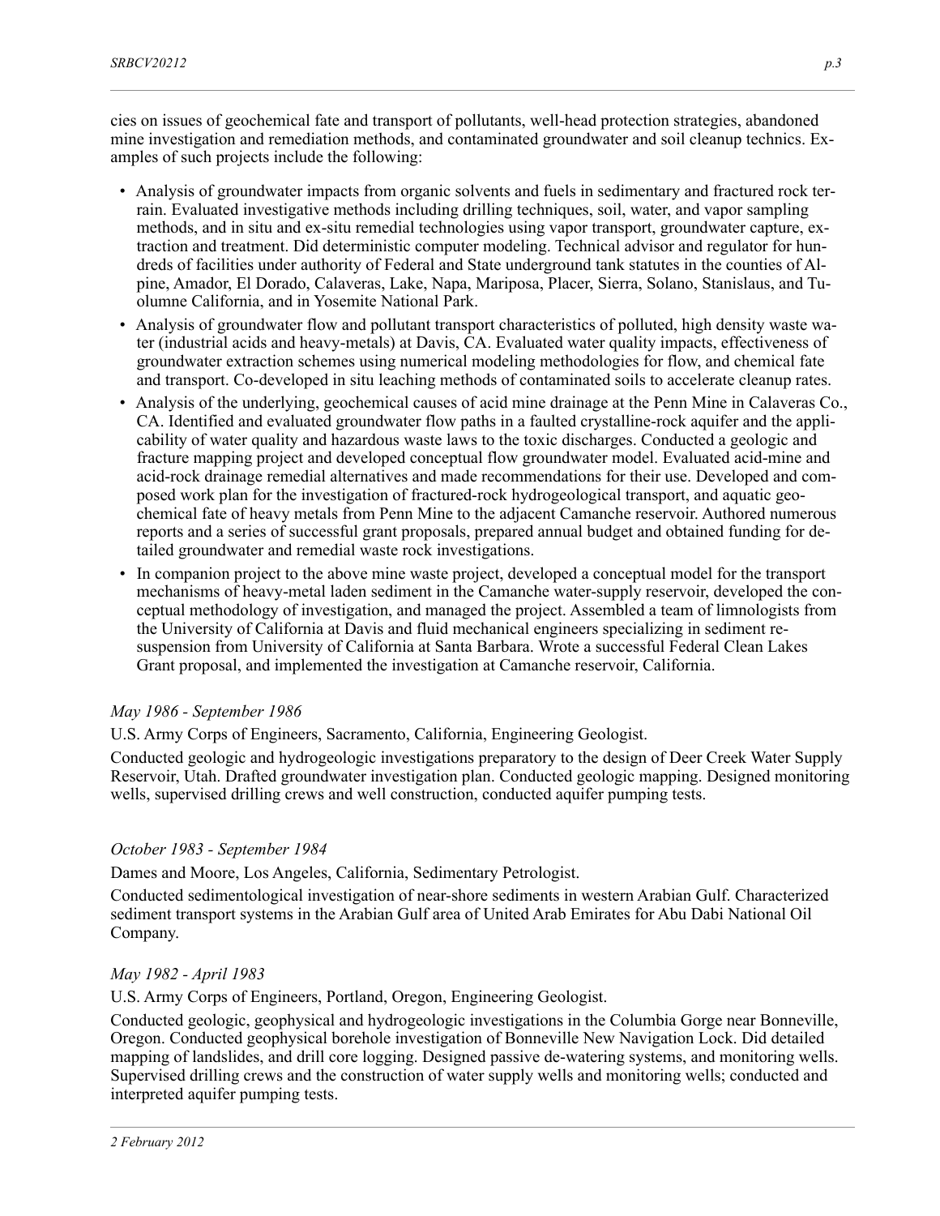cies on issues of geochemical fate and transport of pollutants, well-head protection strategies, abandoned mine investigation and remediation methods, and contaminated groundwater and soil cleanup technics. Examples of such projects include the following:

- Analysis of groundwater impacts from organic solvents and fuels in sedimentary and fractured rock terrain. Evaluated investigative methods including drilling techniques, soil, water, and vapor sampling methods, and in situ and ex-situ remedial technologies using vapor transport, groundwater capture, extraction and treatment. Did deterministic computer modeling. Technical advisor and regulator for hundreds of facilities under authority of Federal and State underground tank statutes in the counties of Alpine, Amador, El Dorado, Calaveras, Lake, Napa, Mariposa, Placer, Sierra, Solano, Stanislaus, and Tuolumne California, and in Yosemite National Park.
- Analysis of groundwater flow and pollutant transport characteristics of polluted, high density waste water (industrial acids and heavy-metals) at Davis, CA. Evaluated water quality impacts, effectiveness of groundwater extraction schemes using numerical modeling methodologies for flow, and chemical fate and transport. Co-developed in situ leaching methods of contaminated soils to accelerate cleanup rates.
- Analysis of the underlying, geochemical causes of acid mine drainage at the Penn Mine in Calaveras Co., CA. Identified and evaluated groundwater flow paths in a faulted crystalline-rock aquifer and the applicability of water quality and hazardous waste laws to the toxic discharges. Conducted a geologic and fracture mapping project and developed conceptual flow groundwater model. Evaluated acid-mine and acid-rock drainage remedial alternatives and made recommendations for their use. Developed and composed work plan for the investigation of fractured-rock hydrogeological transport, and aquatic geochemical fate of heavy metals from Penn Mine to the adjacent Camanche reservoir. Authored numerous reports and a series of successful grant proposals, prepared annual budget and obtained funding for detailed groundwater and remedial waste rock investigations.
- In companion project to the above mine waste project, developed a conceptual model for the transport mechanisms of heavy-metal laden sediment in the Camanche water-supply reservoir, developed the conceptual methodology of investigation, and managed the project. Assembled a team of limnologists from the University of California at Davis and fluid mechanical engineers specializing in sediment resuspension from University of California at Santa Barbara. Wrote a successful Federal Clean Lakes Grant proposal, and implemented the investigation at Camanche reservoir, California.

*May 1986 - September 1986*

U.S. Army Corps of Engineers, Sacramento, California, Engineering Geologist.

Conducted geologic and hydrogeologic investigations preparatory to the design of Deer Creek Water Supply Reservoir, Utah. Drafted groundwater investigation plan. Conducted geologic mapping. Designed monitoring wells, supervised drilling crews and well construction, conducted aquifer pumping tests.

*October 1983 - September 1984*

Dames and Moore, Los Angeles, California, Sedimentary Petrologist.

Conducted sedimentological investigation of near-shore sediments in western Arabian Gulf. Characterized sediment transport systems in the Arabian Gulf area of United Arab Emirates for Abu Dabi National Oil Company.

*May 1982 - April 1983*

U.S. Army Corps of Engineers, Portland, Oregon, Engineering Geologist.

Conducted geologic, geophysical and hydrogeologic investigations in the Columbia Gorge near Bonneville, Oregon. Conducted geophysical borehole investigation of Bonneville New Navigation Lock. Did detailed mapping of landslides, and drill core logging. Designed passive de-watering systems, and monitoring wells. Supervised drilling crews and the construction of water supply wells and monitoring wells; conducted and interpreted aquifer pumping tests.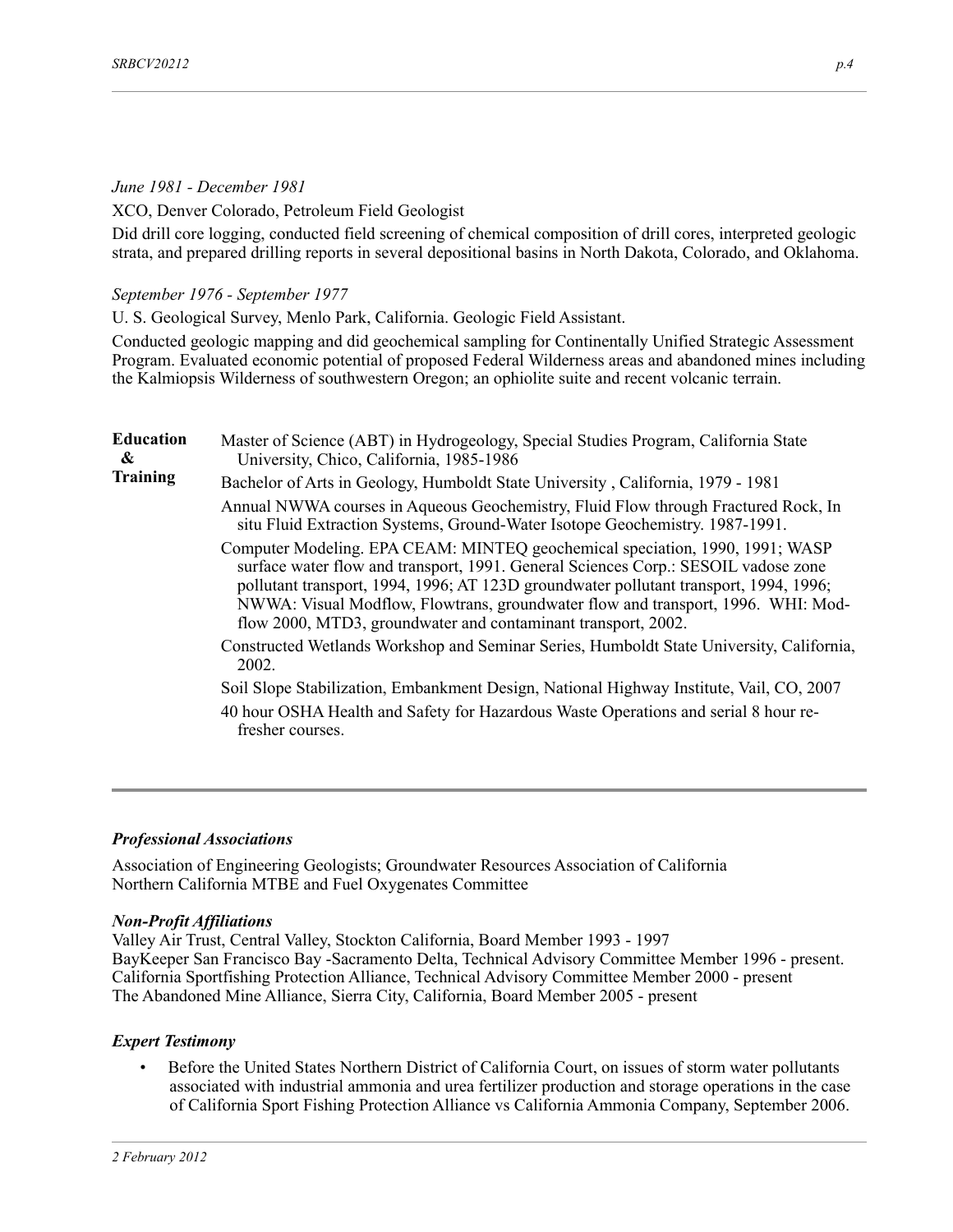*June 1981 - December 1981*

XCO, Denver Colorado, Petroleum Field Geologist

Did drill core logging, conducted field screening of chemical composition of drill cores, interpreted geologic strata, and prepared drilling reports in several depositional basins in North Dakota, Colorado, and Oklahoma.

*September 1976 - September 1977*

U. S. Geological Survey, Menlo Park, California. Geologic Field Assistant.

Conducted geologic mapping and did geochemical sampling for Continentally Unified Strategic Assessment Program. Evaluated economic potential of proposed Federal Wilderness areas and abandoned mines including the Kalmiopsis Wilderness of southwestern Oregon; an ophiolite suite and recent volcanic terrain.

**Education & Training**

Master of Science (ABT) in Hydrogeology, Special Studies Program, California State University, Chico, California, 1985-1986

Bachelor of Arts in Geology, Humboldt State University , California, 1979 - 1981

Annual NWWA courses in Aqueous Geochemistry, Fluid Flow through Fractured Rock, In situ Fluid Extraction Systems, Ground-Water Isotope Geochemistry. 1987-1991.

Computer Modeling. EPA CEAM: MINTEQ geochemical speciation, 1990, 1991; WASP surface water flow and transport, 1991. General Sciences Corp.: SESOIL vadose zone pollutant transport, 1994, 1996; AT 123D groundwater pollutant transport, 1994, 1996; NWWA: Visual Modflow, Flowtrans, groundwater flow and transport, 1996. WHI: Mod-flow 2000, MTD3, groundwater and contaminant transport, 2002.

Constructed Wetlands Workshop and Seminar Series, Humboldt State University, California, 2002.

Soil Slope Stabilization, Embankment Design, National Highway Institute, Vail, CO, 2007

40 hour OSHA Health and Safety for Hazardous Waste Operations and serial 8 hour re-fresher courses.

---

***Professional Associations***

Association of Engineering Geologists; Groundwater Resources Association of California
Northern California MTBE and Fuel Oxygenates Committee

***Non-Profit Affiliations***

Valley Air Trust, Central Valley, Stockton California, Board Member 1993 - 1997
BayKeeper San Francisco Bay -Sacramento Delta, Technical Advisory Committee Member 1996 - present.
California Sportfishing Protection Alliance, Technical Advisory Committee Member 2000 - present
The Abandoned Mine Alliance, Sierra City, California, Board Member 2005 - present

***Expert Testimony***

- Before the United States Northern District of California Court, on issues of storm water pollutants associated with industrial ammonia and urea fertilizer production and storage operations in the case of California Sport Fishing Protection Alliance vs California Ammonia Company, September 2006.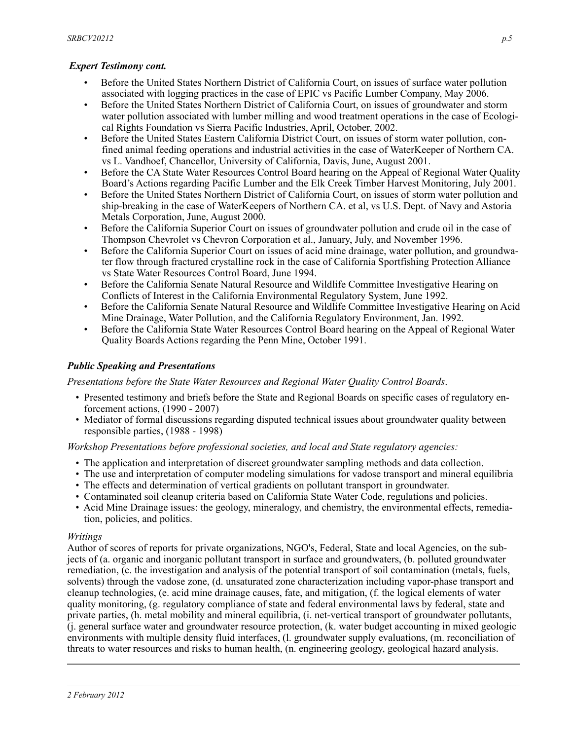***Expert Testimony cont.***

- Before the United States Northern District of California Court, on issues of surface water pollution associated with logging practices in the case of EPIC vs Pacific Lumber Company, May 2006.
- Before the United States Northern District of California Court, on issues of groundwater and storm water pollution associated with lumber milling and wood treatment operations in the case of Ecological Rights Foundation vs Sierra Pacific Industries, April, October, 2002.
- Before the United States Eastern California District Court, on issues of storm water pollution, confined animal feeding operations and industrial activities in the case of WaterKeeper of Northern CA. vs L. Vandhoef, Chancellor, University of California, Davis, June, August 2001.
- Before the CA State Water Resources Control Board hearing on the Appeal of Regional Water Quality Board's Actions regarding Pacific Lumber and the Elk Creek Timber Harvest Monitoring, July 2001.
- Before the United States Northern District of California Court, on issues of storm water pollution and ship-breaking in the case of WaterKeepers of Northern CA. et al, vs U.S. Dept. of Navy and Astoria Metals Corporation, June, August 2000.
- Before the California Superior Court on issues of groundwater pollution and crude oil in the case of Thompson Chevrolet vs Chevron Corporation et al., January, July, and November 1996.
- Before the California Superior Court on issues of acid mine drainage, water pollution, and groundwater flow through fractured crystalline rock in the case of California Sportfishing Protection Alliance vs State Water Resources Control Board, June 1994.
- Before the California Senate Natural Resource and Wildlife Committee Investigative Hearing on Conflicts of Interest in the California Environmental Regulatory System, June 1992.
- Before the California Senate Natural Resource and Wildlife Committee Investigative Hearing on Acid Mine Drainage, Water Pollution, and the California Regulatory Environment, Jan. 1992.
- Before the California State Water Resources Control Board hearing on the Appeal of Regional Water Quality Boards Actions regarding the Penn Mine, October 1991.

***Public Speaking and Presentations***

*Presentations before the State Water Resources and Regional Water Quality Control Boards.*

- Presented testimony and briefs before the State and Regional Boards on specific cases of regulatory enforcement actions, (1990 - 2007)
- Mediator of formal discussions regarding disputed technical issues about groundwater quality between responsible parties, (1988 - 1998)

*Workshop Presentations before professional societies, and local and State regulatory agencies:*

- The application and interpretation of discreet groundwater sampling methods and data collection.
- The use and interpretation of computer modeling simulations for vadose transport and mineral equilibria
- The effects and determination of vertical gradients on pollutant transport in groundwater.
- Contaminated soil cleanup criteria based on California State Water Code, regulations and policies.
- Acid Mine Drainage issues: the geology, mineralogy, and chemistry, the environmental effects, remediation, policies, and politics.

*Writings*

Author of scores of reports for private organizations, NGO's, Federal, State and local Agencies, on the subjects of (a. organic and inorganic pollutant transport in surface and groundwaters, (b. polluted groundwater remediation, (c. the investigation and analysis of the potential transport of soil contamination (metals, fuels, solvents) through the vadose zone, (d. unsaturated zone characterization including vapor-phase transport and cleanup technologies, (e. acid mine drainage causes, fate, and mitigation, (f. the logical elements of water quality monitoring, (g. regulatory compliance of state and federal environmental laws by federal, state and private parties, (h. metal mobility and mineral equilibria, (i. net-vertical transport of groundwater pollutants, (j. general surface water and groundwater resource protection, (k. water budget accounting in mixed geologic environments with multiple density fluid interfaces, (l. groundwater supply evaluations, (m. reconciliation of threats to water resources and risks to human health, (n. engineering geology, geological hazard analysis.